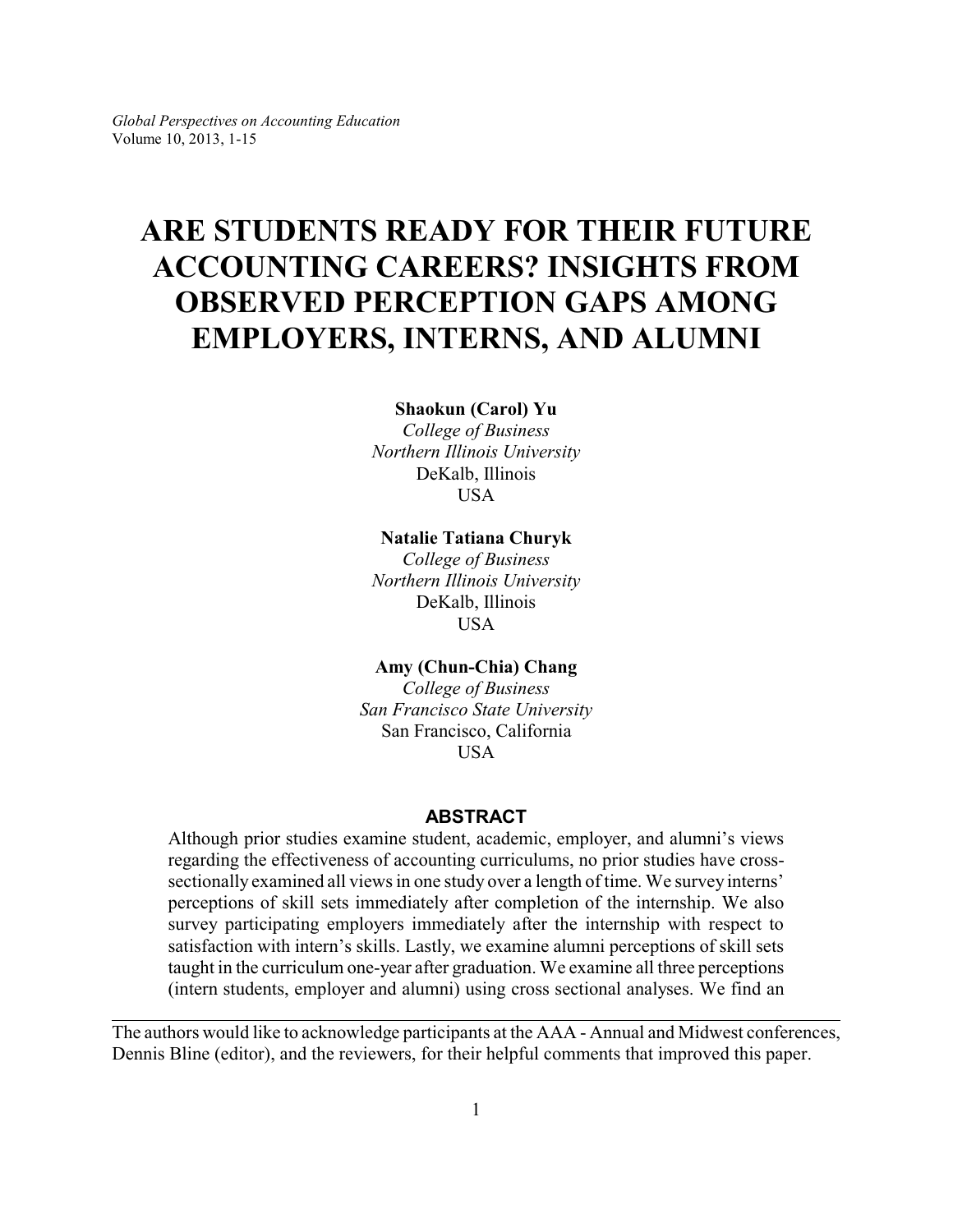# ARE STUDENTS READY FOR THEIR FUTURE ACCOUNTING CAREERS? INSIGHTS FROM OBSERVED PERCEPTION GAPS AMONG EMPLOYERS, INTERNS, AND ALUMNI

**Shaokun (Carol) Yu**
*College of Business*
*Northern Illinois University*
DeKalb, Illinois
USA

**Natalie Tatiana Churyk**
*College of Business*
*Northern Illinois University*
DeKalb, Illinois
USA

**Amy (Chun-Chia) Chang**
*College of Business*
*San Francisco State University*
San Francisco, California
USA

## ABSTRACT

Although prior studies examine student, academic, employer, and alumni's views regarding the effectiveness of accounting curriculums, no prior studies have cross-sectionally examined all views in one study over a length of time. We survey interns' perceptions of skill sets immediately after completion of the internship. We also survey participating employers immediately after the internship with respect to satisfaction with intern's skills. Lastly, we examine alumni perceptions of skill sets taught in the curriculum one-year after graduation. We examine all three perceptions (intern students, employer and alumni) using cross sectional analyses. We find an

---

The authors would like to acknowledge participants at the AAA - Annual and Midwest conferences, Dennis Bline (editor), and the reviewers, for their helpful comments that improved this paper.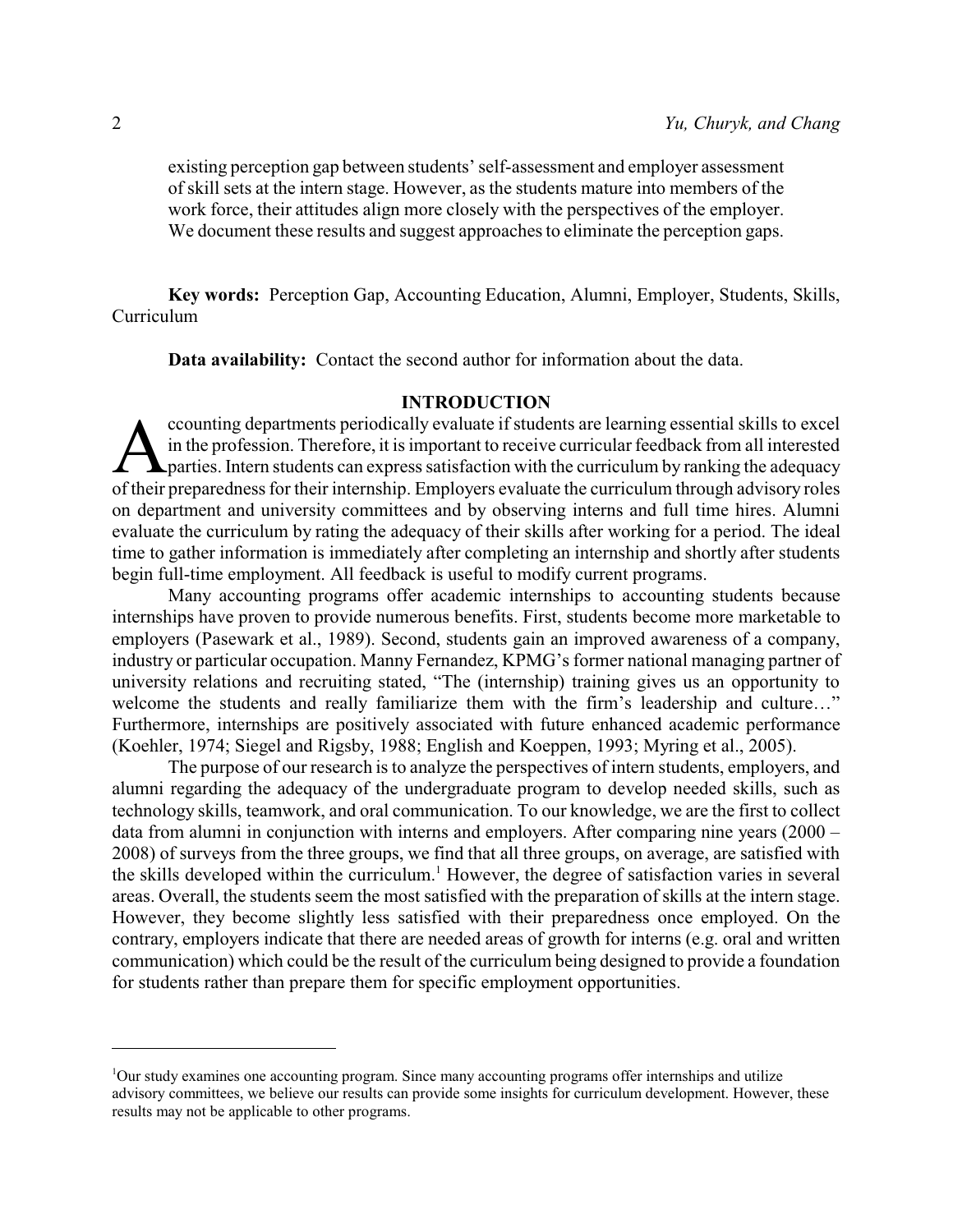existing perception gap between students' self-assessment and employer assessment of skill sets at the intern stage. However, as the students mature into members of the work force, their attitudes align more closely with the perspectives of the employer. We document these results and suggest approaches to eliminate the perception gaps.

**Key words:** Perception Gap, Accounting Education, Alumni, Employer, Students, Skills, Curriculum

**Data availability:** Contact the second author for information about the data.

## INTRODUCTION

Accounting departments periodically evaluate if students are learning essential skills to excel in the profession. Therefore, it is important to receive curricular feedback from all interested parties. Intern students can express satisfaction with the curriculum by ranking the adequacy of their preparedness for their internship. Employers evaluate the curriculum through advisory roles on department and university committees and by observing interns and full time hires. Alumni evaluate the curriculum by rating the adequacy of their skills after working for a period. The ideal time to gather information is immediately after completing an internship and shortly after students begin full-time employment. All feedback is useful to modify current programs.

Many accounting programs offer academic internships to accounting students because internships have proven to provide numerous benefits. First, students become more marketable to employers (Pasewark et al., 1989). Second, students gain an improved awareness of a company, industry or particular occupation. Manny Fernandez, KPMG's former national managing partner of university relations and recruiting stated, "The (internship) training gives us an opportunity to welcome the students and really familiarize them with the firm's leadership and culture…" Furthermore, internships are positively associated with future enhanced academic performance (Koehler, 1974; Siegel and Rigsby, 1988; English and Koeppen, 1993; Myring et al., 2005).

The purpose of our research is to analyze the perspectives of intern students, employers, and alumni regarding the adequacy of the undergraduate program to develop needed skills, such as technology skills, teamwork, and oral communication. To our knowledge, we are the first to collect data from alumni in conjunction with interns and employers. After comparing nine years (2000 – 2008) of surveys from the three groups, we find that all three groups, on average, are satisfied with the skills developed within the curriculum.[1] However, the degree of satisfaction varies in several areas. Overall, the students seem the most satisfied with the preparation of skills at the intern stage. However, they become slightly less satisfied with their preparedness once employed. On the contrary, employers indicate that there are needed areas of growth for interns (e.g. oral and written communication) which could be the result of the curriculum being designed to provide a foundation for students rather than prepare them for specific employment opportunities.

---

[1]Our study examines one accounting program. Since many accounting programs offer internships and utilize advisory committees, we believe our results can provide some insights for curriculum development. However, these results may not be applicable to other programs.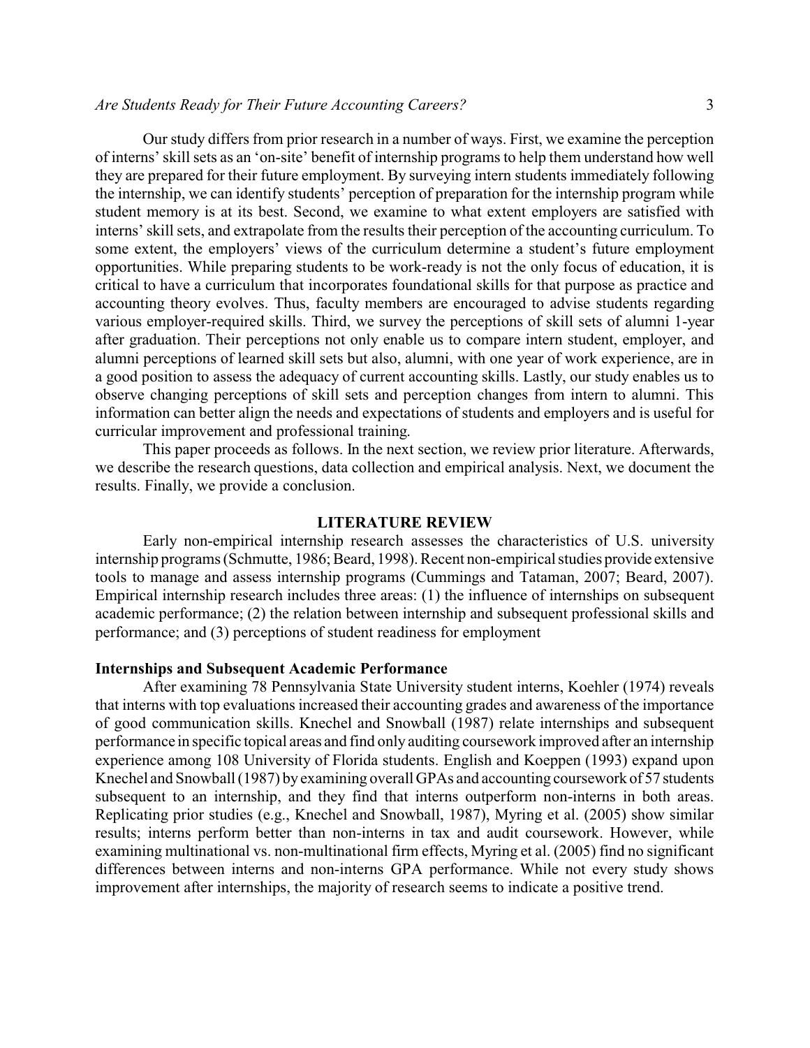Our study differs from prior research in a number of ways. First, we examine the perception of interns' skill sets as an 'on-site' benefit of internship programs to help them understand how well they are prepared for their future employment. By surveying intern students immediately following the internship, we can identify students' perception of preparation for the internship program while student memory is at its best. Second, we examine to what extent employers are satisfied with interns' skill sets, and extrapolate from the results their perception of the accounting curriculum. To some extent, the employers' views of the curriculum determine a student's future employment opportunities. While preparing students to be work-ready is not the only focus of education, it is critical to have a curriculum that incorporates foundational skills for that purpose as practice and accounting theory evolves. Thus, faculty members are encouraged to advise students regarding various employer-required skills. Third, we survey the perceptions of skill sets of alumni 1-year after graduation. Their perceptions not only enable us to compare intern student, employer, and alumni perceptions of learned skill sets but also, alumni, with one year of work experience, are in a good position to assess the adequacy of current accounting skills. Lastly, our study enables us to observe changing perceptions of skill sets and perception changes from intern to alumni. This information can better align the needs and expectations of students and employers and is useful for curricular improvement and professional training.

This paper proceeds as follows. In the next section, we review prior literature. Afterwards, we describe the research questions, data collection and empirical analysis. Next, we document the results. Finally, we provide a conclusion.

## LITERATURE REVIEW

Early non-empirical internship research assesses the characteristics of U.S. university internship programs (Schmutte, 1986; Beard, 1998). Recent non-empirical studies provide extensive tools to manage and assess internship programs (Cummings and Tataman, 2007; Beard, 2007). Empirical internship research includes three areas: (1) the influence of internships on subsequent academic performance; (2) the relation between internship and subsequent professional skills and performance; and (3) perceptions of student readiness for employment

### Internships and Subsequent Academic Performance

After examining 78 Pennsylvania State University student interns, Koehler (1974) reveals that interns with top evaluations increased their accounting grades and awareness of the importance of good communication skills. Knechel and Snowball (1987) relate internships and subsequent performance in specific topical areas and find only auditing coursework improved after an internship experience among 108 University of Florida students. English and Koeppen (1993) expand upon Knechel and Snowball (1987) by examining overall GPAs and accounting coursework of 57 students subsequent to an internship, and they find that interns outperform non-interns in both areas. Replicating prior studies (e.g., Knechel and Snowball, 1987), Myring et al. (2005) show similar results; interns perform better than non-interns in tax and audit coursework. However, while examining multinational vs. non-multinational firm effects, Myring et al. (2005) find no significant differences between interns and non-interns GPA performance. While not every study shows improvement after internships, the majority of research seems to indicate a positive trend.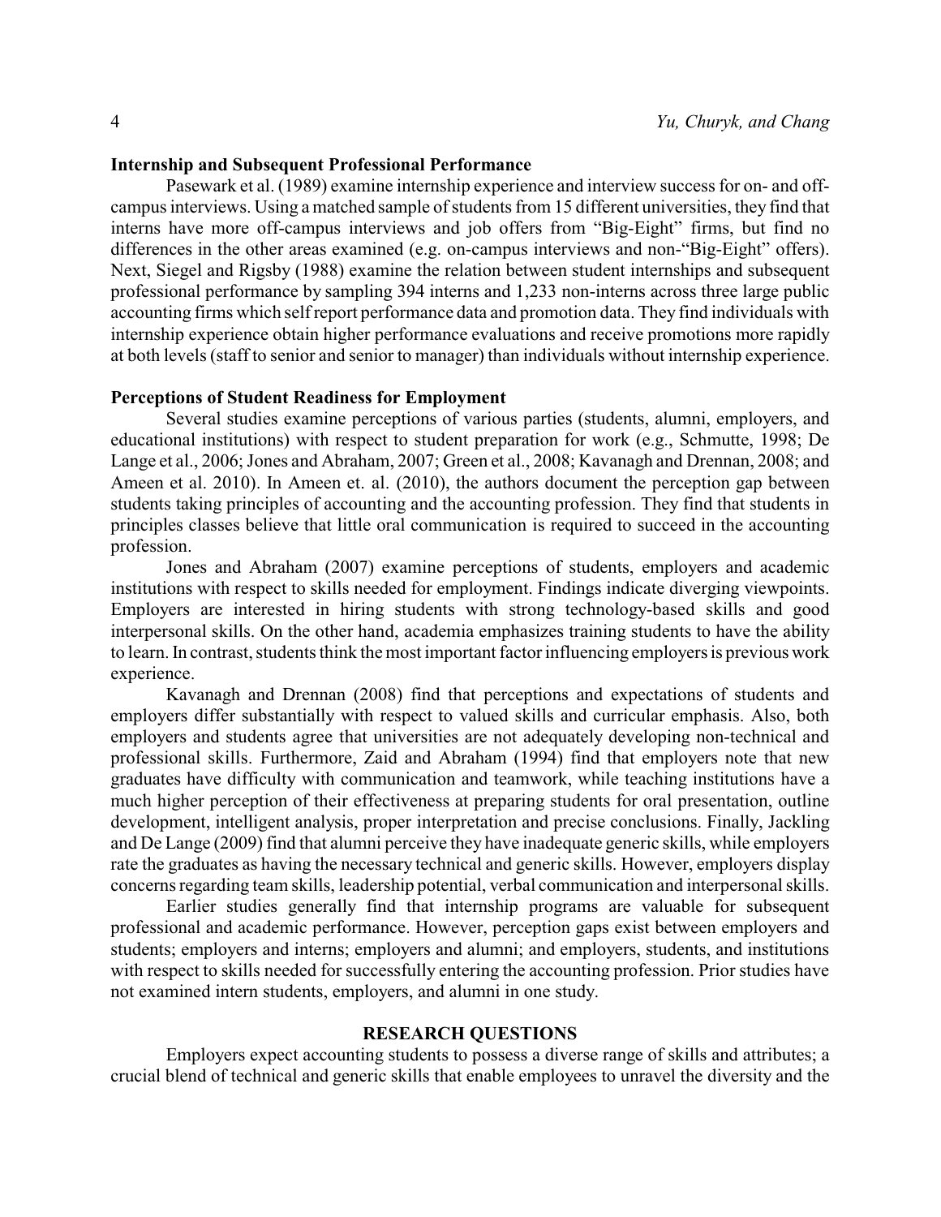### Internship and Subsequent Professional Performance

Pasewark et al. (1989) examine internship experience and interview success for on- and off-campus interviews. Using a matched sample of students from 15 different universities, they find that interns have more off-campus interviews and job offers from "Big-Eight" firms, but find no differences in the other areas examined (e.g. on-campus interviews and non-"Big-Eight" offers). Next, Siegel and Rigsby (1988) examine the relation between student internships and subsequent professional performance by sampling 394 interns and 1,233 non-interns across three large public accounting firms which self report performance data and promotion data. They find individuals with internship experience obtain higher performance evaluations and receive promotions more rapidly at both levels (staff to senior and senior to manager) than individuals without internship experience.

### Perceptions of Student Readiness for Employment

Several studies examine perceptions of various parties (students, alumni, employers, and educational institutions) with respect to student preparation for work (e.g., Schmutte, 1998; De Lange et al., 2006; Jones and Abraham, 2007; Green et al., 2008; Kavanagh and Drennan, 2008; and Ameen et al. 2010). In Ameen et. al. (2010), the authors document the perception gap between students taking principles of accounting and the accounting profession. They find that students in principles classes believe that little oral communication is required to succeed in the accounting profession.

Jones and Abraham (2007) examine perceptions of students, employers and academic institutions with respect to skills needed for employment. Findings indicate diverging viewpoints. Employers are interested in hiring students with strong technology-based skills and good interpersonal skills. On the other hand, academia emphasizes training students to have the ability to learn. In contrast, students think the most important factor influencing employers is previous work experience.

Kavanagh and Drennan (2008) find that perceptions and expectations of students and employers differ substantially with respect to valued skills and curricular emphasis. Also, both employers and students agree that universities are not adequately developing non-technical and professional skills. Furthermore, Zaid and Abraham (1994) find that employers note that new graduates have difficulty with communication and teamwork, while teaching institutions have a much higher perception of their effectiveness at preparing students for oral presentation, outline development, intelligent analysis, proper interpretation and precise conclusions. Finally, Jackling and De Lange (2009) find that alumni perceive they have inadequate generic skills, while employers rate the graduates as having the necessary technical and generic skills. However, employers display concerns regarding team skills, leadership potential, verbal communication and interpersonal skills.

Earlier studies generally find that internship programs are valuable for subsequent professional and academic performance. However, perception gaps exist between employers and students; employers and interns; employers and alumni; and employers, students, and institutions with respect to skills needed for successfully entering the accounting profession. Prior studies have not examined intern students, employers, and alumni in one study.

## RESEARCH QUESTIONS

Employers expect accounting students to possess a diverse range of skills and attributes; a crucial blend of technical and generic skills that enable employees to unravel the diversity and the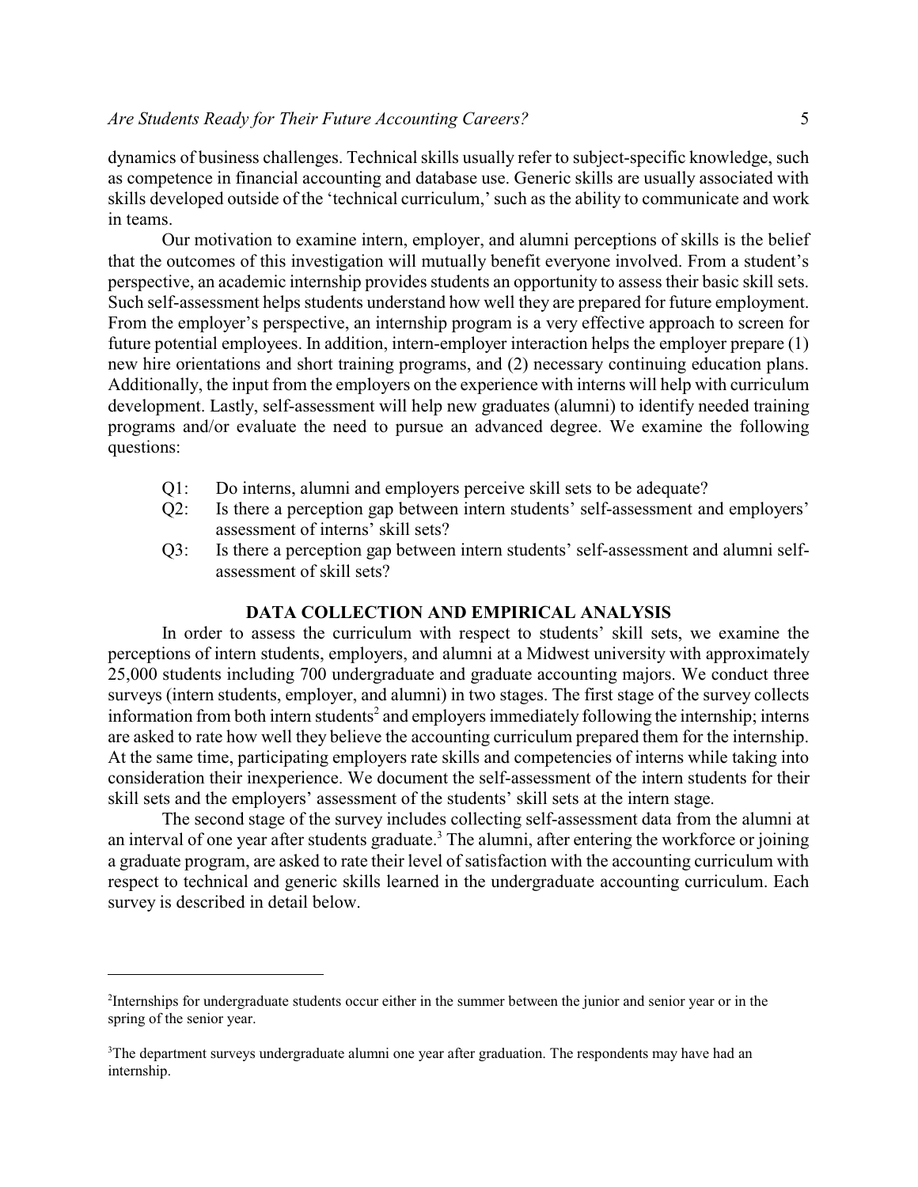dynamics of business challenges. Technical skills usually refer to subject-specific knowledge, such as competence in financial accounting and database use. Generic skills are usually associated with skills developed outside of the 'technical curriculum,' such as the ability to communicate and work in teams.

Our motivation to examine intern, employer, and alumni perceptions of skills is the belief that the outcomes of this investigation will mutually benefit everyone involved. From a student's perspective, an academic internship provides students an opportunity to assess their basic skill sets. Such self-assessment helps students understand how well they are prepared for future employment. From the employer's perspective, an internship program is a very effective approach to screen for future potential employees. In addition, intern-employer interaction helps the employer prepare (1) new hire orientations and short training programs, and (2) necessary continuing education plans. Additionally, the input from the employers on the experience with interns will help with curriculum development. Lastly, self-assessment will help new graduates (alumni) to identify needed training programs and/or evaluate the need to pursue an advanced degree. We examine the following questions:

- Q1: Do interns, alumni and employers perceive skill sets to be adequate?
- Q2: Is there a perception gap between intern students' self-assessment and employers' assessment of interns' skill sets?
- Q3: Is there a perception gap between intern students' self-assessment and alumni self-assessment of skill sets?

## DATA COLLECTION AND EMPIRICAL ANALYSIS

In order to assess the curriculum with respect to students' skill sets, we examine the perceptions of intern students, employers, and alumni at a Midwest university with approximately 25,000 students including 700 undergraduate and graduate accounting majors. We conduct three surveys (intern students, employer, and alumni) in two stages. The first stage of the survey collects information from both intern students[2] and employers immediately following the internship; interns are asked to rate how well they believe the accounting curriculum prepared them for the internship. At the same time, participating employers rate skills and competencies of interns while taking into consideration their inexperience. We document the self-assessment of the intern students for their skill sets and the employers' assessment of the students' skill sets at the intern stage.

The second stage of the survey includes collecting self-assessment data from the alumni at an interval of one year after students graduate.[3] The alumni, after entering the workforce or joining a graduate program, are asked to rate their level of satisfaction with the accounting curriculum with respect to technical and generic skills learned in the undergraduate accounting curriculum. Each survey is described in detail below.

---

[2]Internships for undergraduate students occur either in the summer between the junior and senior year or in the spring of the senior year.

[3]The department surveys undergraduate alumni one year after graduation. The respondents may have had an internship.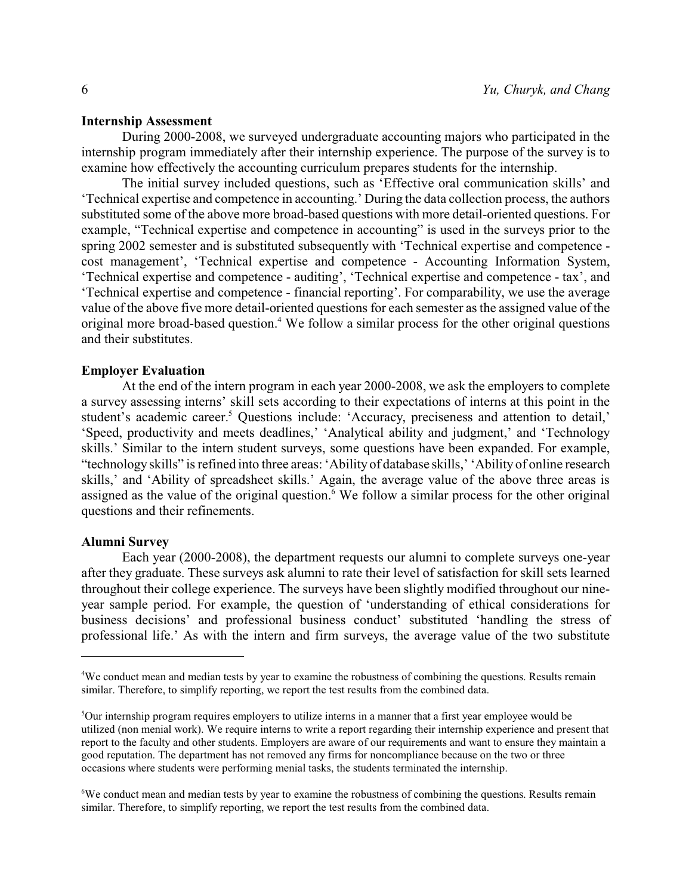### Internship Assessment

During 2000-2008, we surveyed undergraduate accounting majors who participated in the internship program immediately after their internship experience. The purpose of the survey is to examine how effectively the accounting curriculum prepares students for the internship.

The initial survey included questions, such as 'Effective oral communication skills' and 'Technical expertise and competence in accounting.' During the data collection process, the authors substituted some of the above more broad-based questions with more detail-oriented questions. For example, "Technical expertise and competence in accounting" is used in the surveys prior to the spring 2002 semester and is substituted subsequently with 'Technical expertise and competence - cost management', 'Technical expertise and competence - Accounting Information System, 'Technical expertise and competence - auditing', 'Technical expertise and competence - tax', and 'Technical expertise and competence - financial reporting'. For comparability, we use the average value of the above five more detail-oriented questions for each semester as the assigned value of the original more broad-based question.[4] We follow a similar process for the other original questions and their substitutes.

### Employer Evaluation

At the end of the intern program in each year 2000-2008, we ask the employers to complete a survey assessing interns' skill sets according to their expectations of interns at this point in the student's academic career.[5] Questions include: 'Accuracy, preciseness and attention to detail,' 'Speed, productivity and meets deadlines,' 'Analytical ability and judgment,' and 'Technology skills.' Similar to the intern student surveys, some questions have been expanded. For example, "technology skills" is refined into three areas: 'Ability of database skills,' 'Ability of online research skills,' and 'Ability of spreadsheet skills.' Again, the average value of the above three areas is assigned as the value of the original question.[6] We follow a similar process for the other original questions and their refinements.

### Alumni Survey

Each year (2000-2008), the department requests our alumni to complete surveys one-year after they graduate. These surveys ask alumni to rate their level of satisfaction for skill sets learned throughout their college experience. The surveys have been slightly modified throughout our nine-year sample period. For example, the question of 'understanding of ethical considerations for business decisions' and professional business conduct' substituted 'handling the stress of professional life.' As with the intern and firm surveys, the average value of the two substitute

---

[4]We conduct mean and median tests by year to examine the robustness of combining the questions. Results remain similar. Therefore, to simplify reporting, we report the test results from the combined data.

[5]Our internship program requires employers to utilize interns in a manner that a first year employee would be utilized (non menial work). We require interns to write a report regarding their internship experience and present that report to the faculty and other students. Employers are aware of our requirements and want to ensure they maintain a good reputation. The department has not removed any firms for noncompliance because on the two or three occasions where students were performing menial tasks, the students terminated the internship.

[6]We conduct mean and median tests by year to examine the robustness of combining the questions. Results remain similar. Therefore, to simplify reporting, we report the test results from the combined data.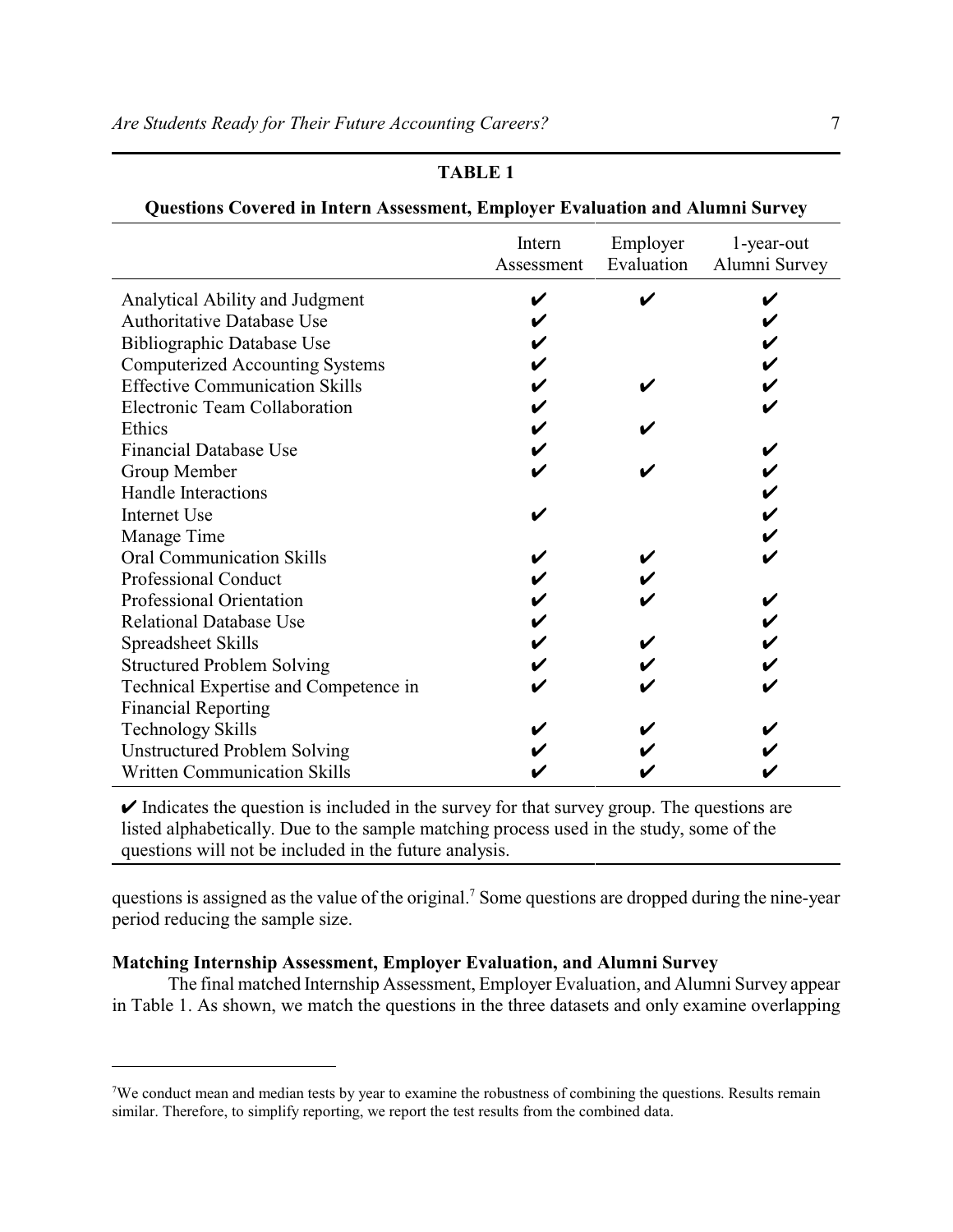**TABLE 1**

**Questions Covered in Intern Assessment, Employer Evaluation and Alumni Survey**

| | Intern Assessment | Employer Evaluation | 1-year-out Alumni Survey |
|---|---|---|---|
| Analytical Ability and Judgment | ✔ | ✔ | ✔ |
| Authoritative Database Use | ✔ | | ✔ |
| Bibliographic Database Use | ✔ | | ✔ |
| Computerized Accounting Systems | ✔ | | ✔ |
| Effective Communication Skills | ✔ | ✔ | ✔ |
| Electronic Team Collaboration | ✔ | | ✔ |
| Ethics | ✔ | ✔ | |
| Financial Database Use | ✔ | | ✔ |
| Group Member | ✔ | ✔ | ✔ |
| Handle Interactions | | | ✔ |
| Internet Use | ✔ | | ✔ |
| Manage Time | | | ✔ |
| Oral Communication Skills | ✔ | ✔ | ✔ |
| Professional Conduct | ✔ | ✔ | |
| Professional Orientation | ✔ | ✔ | ✔ |
| Relational Database Use | ✔ | | ✔ |
| Spreadsheet Skills | ✔ | ✔ | ✔ |
| Structured Problem Solving | ✔ | ✔ | ✔ |
| Technical Expertise and Competence in Financial Reporting | ✔ | ✔ | ✔ |
| Technology Skills | ✔ | ✔ | ✔ |
| Unstructured Problem Solving | ✔ | ✔ | ✔ |
| Written Communication Skills | ✔ | ✔ | ✔ |

✔ Indicates the question is included in the survey for that survey group. The questions are listed alphabetically. Due to the sample matching process used in the study, some of the questions will not be included in the future analysis.

questions is assigned as the value of the original.[7] Some questions are dropped during the nine-year period reducing the sample size.

### Matching Internship Assessment, Employer Evaluation, and Alumni Survey

The final matched Internship Assessment, Employer Evaluation, and Alumni Survey appear in Table 1. As shown, we match the questions in the three datasets and only examine overlapping

[7]We conduct mean and median tests by year to examine the robustness of combining the questions. Results remain similar. Therefore, to simplify reporting, we report the test results from the combined data.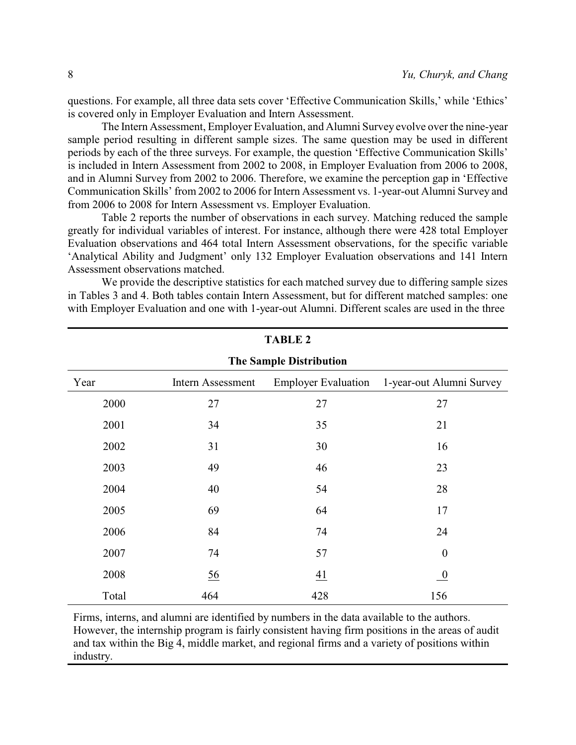questions. For example, all three data sets cover 'Effective Communication Skills,' while 'Ethics' is covered only in Employer Evaluation and Intern Assessment.

The Intern Assessment, Employer Evaluation, and Alumni Survey evolve over the nine-year sample period resulting in different sample sizes. The same question may be used in different periods by each of the three surveys. For example, the question 'Effective Communication Skills' is included in Intern Assessment from 2002 to 2008, in Employer Evaluation from 2006 to 2008, and in Alumni Survey from 2002 to 2006. Therefore, we examine the perception gap in 'Effective Communication Skills' from 2002 to 2006 for Intern Assessment vs. 1-year-out Alumni Survey and from 2006 to 2008 for Intern Assessment vs. Employer Evaluation.

Table 2 reports the number of observations in each survey. Matching reduced the sample greatly for individual variables of interest. For instance, although there were 428 total Employer Evaluation observations and 464 total Intern Assessment observations, for the specific variable 'Analytical Ability and Judgment' only 132 Employer Evaluation observations and 141 Intern Assessment observations matched.

We provide the descriptive statistics for each matched survey due to differing sample sizes in Tables 3 and 4. Both tables contain Intern Assessment, but for different matched samples: one with Employer Evaluation and one with 1-year-out Alumni. Different scales are used in the three

**TABLE 2**

**The Sample Distribution**

| Year | Intern Assessment | Employer Evaluation | 1-year-out Alumni Survey |
|---|---|---|---|
| 2000 | 27 | 27 | 27 |
| 2001 | 34 | 35 | 21 |
| 2002 | 31 | 30 | 16 |
| 2003 | 49 | 46 | 23 |
| 2004 | 40 | 54 | 28 |
| 2005 | 69 | 64 | 17 |
| 2006 | 84 | 74 | 24 |
| 2007 | 74 | 57 | 0 |
| 2008 | 56 | 41 | 0 |
| Total | 464 | 428 | 156 |

Firms, interns, and alumni are identified by numbers in the data available to the authors. However, the internship program is fairly consistent having firm positions in the areas of audit and tax within the Big 4, middle market, and regional firms and a variety of positions within industry.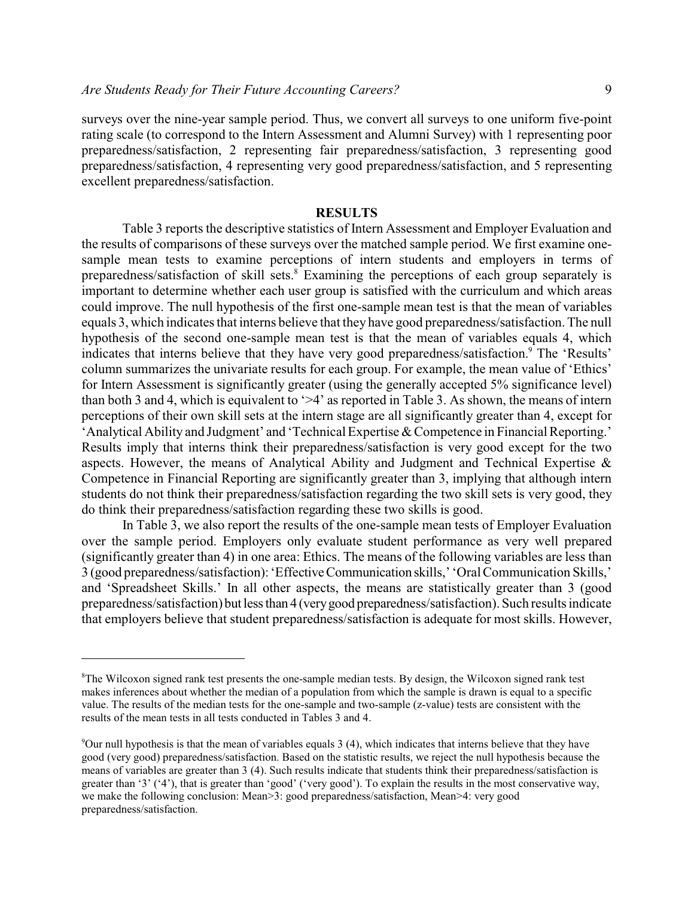surveys over the nine-year sample period. Thus, we convert all surveys to one uniform five-point rating scale (to correspond to the Intern Assessment and Alumni Survey) with 1 representing poor preparedness/satisfaction, 2 representing fair preparedness/satisfaction, 3 representing good preparedness/satisfaction, 4 representing very good preparedness/satisfaction, and 5 representing excellent preparedness/satisfaction.

## RESULTS

Table 3 reports the descriptive statistics of Intern Assessment and Employer Evaluation and the results of comparisons of these surveys over the matched sample period. We first examine one-sample mean tests to examine perceptions of intern students and employers in terms of preparedness/satisfaction of skill sets.[8] Examining the perceptions of each group separately is important to determine whether each user group is satisfied with the curriculum and which areas could improve. The null hypothesis of the first one-sample mean test is that the mean of variables equals 3, which indicates that interns believe that they have good preparedness/satisfaction. The null hypothesis of the second one-sample mean test is that the mean of variables equals 4, which indicates that interns believe that they have very good preparedness/satisfaction.[9] The 'Results' column summarizes the univariate results for each group. For example, the mean value of 'Ethics' for Intern Assessment is significantly greater (using the generally accepted 5% significance level) than both 3 and 4, which is equivalent to '>4' as reported in Table 3. As shown, the means of intern perceptions of their own skill sets at the intern stage are all significantly greater than 4, except for 'Analytical Ability and Judgment' and 'Technical Expertise & Competence in Financial Reporting.' Results imply that interns think their preparedness/satisfaction is very good except for the two aspects. However, the means of Analytical Ability and Judgment and Technical Expertise & Competence in Financial Reporting are significantly greater than 3, implying that although intern students do not think their preparedness/satisfaction regarding the two skill sets is very good, they do think their preparedness/satisfaction regarding these two skills is good.

In Table 3, we also report the results of the one-sample mean tests of Employer Evaluation over the sample period. Employers only evaluate student performance as very well prepared (significantly greater than 4) in one area: Ethics. The means of the following variables are less than 3 (good preparedness/satisfaction): 'Effective Communication skills,' 'Oral Communication Skills,' and 'Spreadsheet Skills.' In all other aspects, the means are statistically greater than 3 (good preparedness/satisfaction) but less than 4 (very good preparedness/satisfaction). Such results indicate that employers believe that student preparedness/satisfaction is adequate for most skills. However,

---

[8]The Wilcoxon signed rank test presents the one-sample median tests. By design, the Wilcoxon signed rank test makes inferences about whether the median of a population from which the sample is drawn is equal to a specific value. The results of the median tests for the one-sample and two-sample (z-value) tests are consistent with the results of the mean tests in all tests conducted in Tables 3 and 4.

[9]Our null hypothesis is that the mean of variables equals 3 (4), which indicates that interns believe that they have good (very good) preparedness/satisfaction. Based on the statistic results, we reject the null hypothesis because the means of variables are greater than 3 (4). Such results indicate that students think their preparedness/satisfaction is greater than '3' ('4'), that is greater than 'good' ('very good'). To explain the results in the most conservative way, we make the following conclusion: Mean>3: good preparedness/satisfaction, Mean>4: very good preparedness/satisfaction.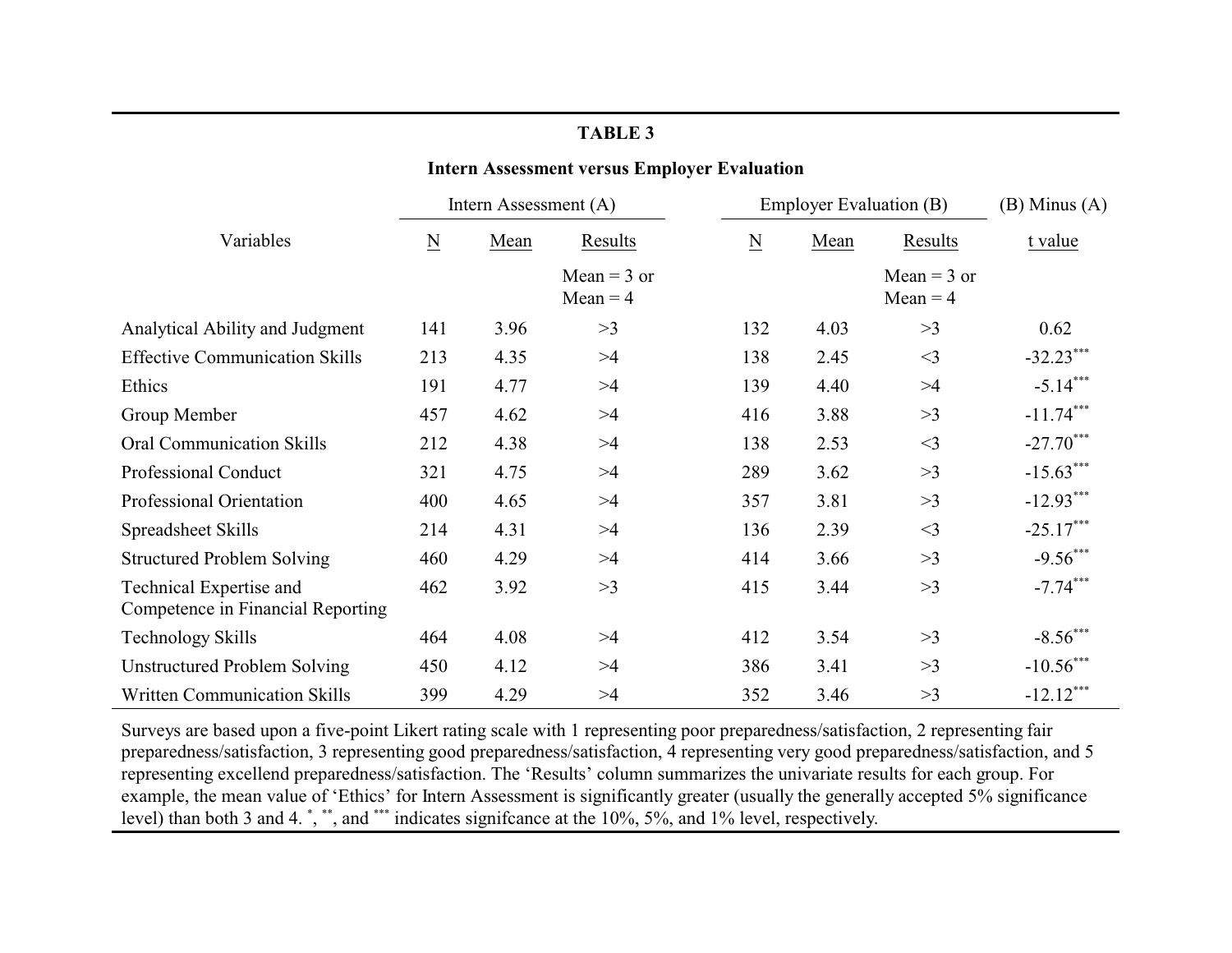**TABLE 3**

**Intern Assessment versus Employer Evaluation**

| Variables | Intern Assessment (A) | | | Employer Evaluation (B) | | | (B) Minus (A) |
|---|---|---|---|---|---|---|---|
| | N | Mean | Results | N | Mean | Results | t value |
| | | | Mean = 3 or Mean = 4 | | | Mean = 3 or Mean = 4 | |
| Analytical Ability and Judgment | 141 | 3.96 | >3 | 132 | 4.03 | >3 | 0.62 |
| Effective Communication Skills | 213 | 4.35 | >4 | 138 | 2.45 | <3 | -32.23*** |
| Ethics | 191 | 4.77 | >4 | 139 | 4.40 | >4 | -5.14*** |
| Group Member | 457 | 4.62 | >4 | 416 | 3.88 | >3 | -11.74*** |
| Oral Communication Skills | 212 | 4.38 | >4 | 138 | 2.53 | <3 | -27.70*** |
| Professional Conduct | 321 | 4.75 | >4 | 289 | 3.62 | >3 | -15.63*** |
| Professional Orientation | 400 | 4.65 | >4 | 357 | 3.81 | >3 | -12.93*** |
| Spreadsheet Skills | 214 | 4.31 | >4 | 136 | 2.39 | <3 | -25.17*** |
| Structured Problem Solving | 460 | 4.29 | >4 | 414 | 3.66 | >3 | -9.56*** |
| Technical Expertise and Competence in Financial Reporting | 462 | 3.92 | >3 | 415 | 3.44 | >3 | -7.74*** |
| Technology Skills | 464 | 4.08 | >4 | 412 | 3.54 | >3 | -8.56*** |
| Unstructured Problem Solving | 450 | 4.12 | >4 | 386 | 3.41 | >3 | -10.56*** |
| Written Communication Skills | 399 | 4.29 | >4 | 352 | 3.46 | >3 | -12.12*** |

Surveys are based upon a five-point Likert rating scale with 1 representing poor preparedness/satisfaction, 2 representing fair preparedness/satisfaction, 3 representing good preparedness/satisfaction, 4 representing very good preparedness/satisfaction, and 5 representing excellend preparedness/satisfaction. The 'Results' column summarizes the univariate results for each group. For example, the mean value of 'Ethics' for Intern Assessment is significantly greater (usually the generally accepted 5% significance level) than both 3 and 4. *, **, and *** indicates signifcance at the 10%, 5%, and 1% level, respectively.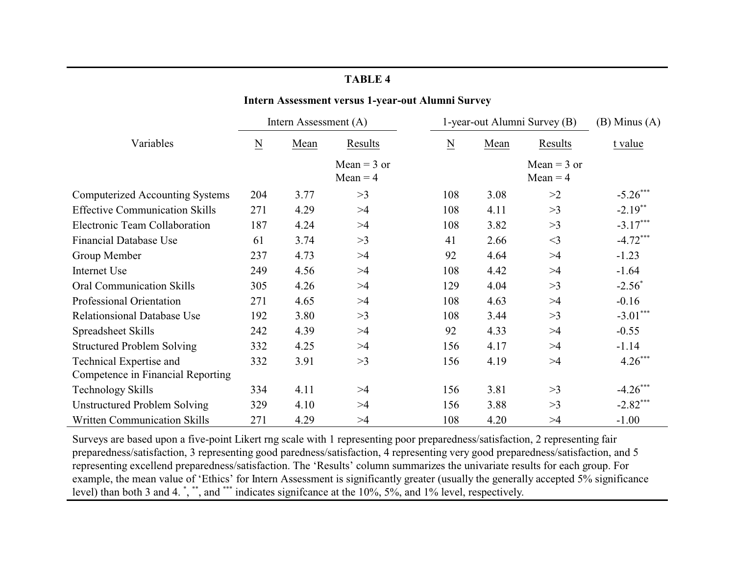**TABLE 4**

**Intern Assessment versus 1-year-out Alumni Survey**

| Variables | Intern Assessment (A) | | | 1-year-out Alumni Survey (B) | | | (B) Minus (A) |
|---|---|---|---|---|---|---|---|
| | N | Mean | Results | N | Mean | Results | t value |
| | | | Mean = 3 or Mean = 4 | | | Mean = 3 or Mean = 4 | |
| Computerized Accounting Systems | 204 | 3.77 | >3 | 108 | 3.08 | >2 | -5.26*** |
| Effective Communication Skills | 271 | 4.29 | >4 | 108 | 4.11 | >3 | -2.19** |
| Electronic Team Collaboration | 187 | 4.24 | >4 | 108 | 3.82 | >3 | -3.17*** |
| Financial Database Use | 61 | 3.74 | >3 | 41 | 2.66 | <3 | -4.72*** |
| Group Member | 237 | 4.73 | >4 | 92 | 4.64 | >4 | -1.23 |
| Internet Use | 249 | 4.56 | >4 | 108 | 4.42 | >4 | -1.64 |
| Oral Communication Skills | 305 | 4.26 | >4 | 129 | 4.04 | >3 | -2.56* |
| Professional Orientation | 271 | 4.65 | >4 | 108 | 4.63 | >4 | -0.16 |
| Relationsional Database Use | 192 | 3.80 | >3 | 108 | 3.44 | >3 | -3.01*** |
| Spreadsheet Skills | 242 | 4.39 | >4 | 92 | 4.33 | >4 | -0.55 |
| Structured Problem Solving | 332 | 4.25 | >4 | 156 | 4.17 | >4 | -1.14 |
| Technical Expertise and Competence in Financial Reporting | 332 | 3.91 | >3 | 156 | 4.19 | >4 | 4.26*** |
| Technology Skills | 334 | 4.11 | >4 | 156 | 3.81 | >3 | -4.26*** |
| Unstructured Problem Solving | 329 | 4.10 | >4 | 156 | 3.88 | >3 | -2.82*** |
| Written Communication Skills | 271 | 4.29 | >4 | 108 | 4.20 | >4 | -1.00 |

Surveys are based upon a five-point Likert rng scale with 1 representing poor preparedness/satisfaction, 2 representing fair preparedness/satisfaction, 3 representing good paredness/satisfaction, 4 representing very good preparedness/satisfaction, and 5 representing excellend preparedness/satisfaction. The 'Results' column summarizes the univariate results for each group. For example, the mean value of 'Ethics' for Intern Assessment is significantly greater (usually the generally accepted 5% significance level) than both 3 and 4. *, **, and *** indicates signifcance at the 10%, 5%, and 1% level, respectively.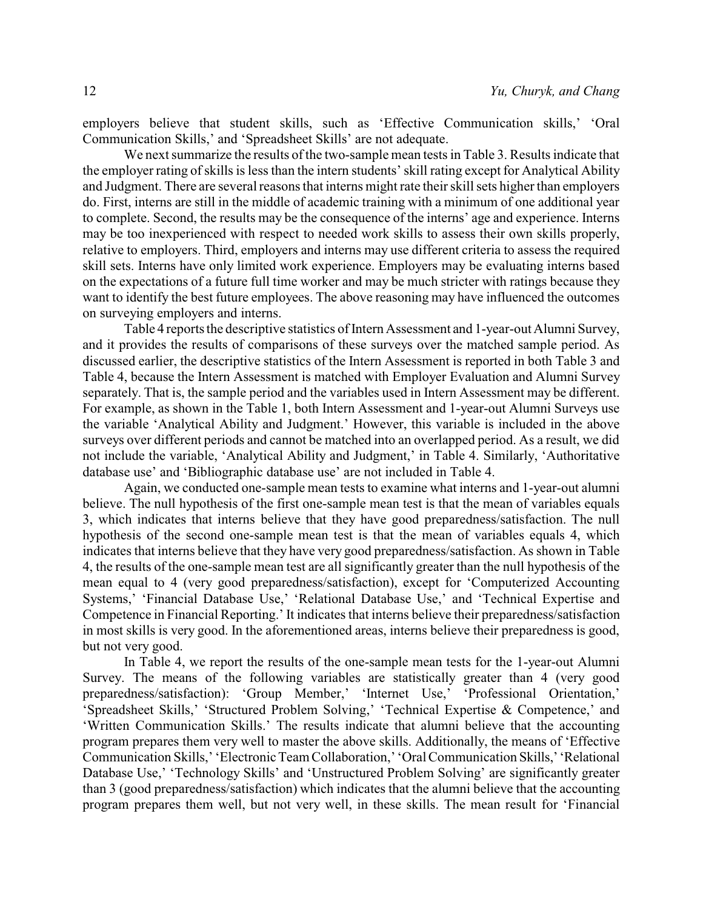employers believe that student skills, such as 'Effective Communication skills,' 'Oral Communication Skills,' and 'Spreadsheet Skills' are not adequate.

We next summarize the results of the two-sample mean tests in Table 3. Results indicate that the employer rating of skills is less than the intern students' skill rating except for Analytical Ability and Judgment. There are several reasons that interns might rate their skill sets higher than employers do. First, interns are still in the middle of academic training with a minimum of one additional year to complete. Second, the results may be the consequence of the interns' age and experience. Interns may be too inexperienced with respect to needed work skills to assess their own skills properly, relative to employers. Third, employers and interns may use different criteria to assess the required skill sets. Interns have only limited work experience. Employers may be evaluating interns based on the expectations of a future full time worker and may be much stricter with ratings because they want to identify the best future employees. The above reasoning may have influenced the outcomes on surveying employers and interns.

Table 4 reports the descriptive statistics of Intern Assessment and 1-year-out Alumni Survey, and it provides the results of comparisons of these surveys over the matched sample period. As discussed earlier, the descriptive statistics of the Intern Assessment is reported in both Table 3 and Table 4, because the Intern Assessment is matched with Employer Evaluation and Alumni Survey separately. That is, the sample period and the variables used in Intern Assessment may be different. For example, as shown in the Table 1, both Intern Assessment and 1-year-out Alumni Surveys use the variable 'Analytical Ability and Judgment.' However, this variable is included in the above surveys over different periods and cannot be matched into an overlapped period. As a result, we did not include the variable, 'Analytical Ability and Judgment,' in Table 4. Similarly, 'Authoritative database use' and 'Bibliographic database use' are not included in Table 4.

Again, we conducted one-sample mean tests to examine what interns and 1-year-out alumni believe. The null hypothesis of the first one-sample mean test is that the mean of variables equals 3, which indicates that interns believe that they have good preparedness/satisfaction. The null hypothesis of the second one-sample mean test is that the mean of variables equals 4, which indicates that interns believe that they have very good preparedness/satisfaction. As shown in Table 4, the results of the one-sample mean test are all significantly greater than the null hypothesis of the mean equal to 4 (very good preparedness/satisfaction), except for 'Computerized Accounting Systems,' 'Financial Database Use,' 'Relational Database Use,' and 'Technical Expertise and Competence in Financial Reporting.' It indicates that interns believe their preparedness/satisfaction in most skills is very good. In the aforementioned areas, interns believe their preparedness is good, but not very good.

In Table 4, we report the results of the one-sample mean tests for the 1-year-out Alumni Survey. The means of the following variables are statistically greater than 4 (very good preparedness/satisfaction): 'Group Member,' 'Internet Use,' 'Professional Orientation,' 'Spreadsheet Skills,' 'Structured Problem Solving,' 'Technical Expertise & Competence,' and 'Written Communication Skills.' The results indicate that alumni believe that the accounting program prepares them very well to master the above skills. Additionally, the means of 'Effective Communication Skills,' 'Electronic Team Collaboration,' 'Oral Communication Skills,' 'Relational Database Use,' 'Technology Skills' and 'Unstructured Problem Solving' are significantly greater than 3 (good preparedness/satisfaction) which indicates that the alumni believe that the accounting program prepares them well, but not very well, in these skills. The mean result for 'Financial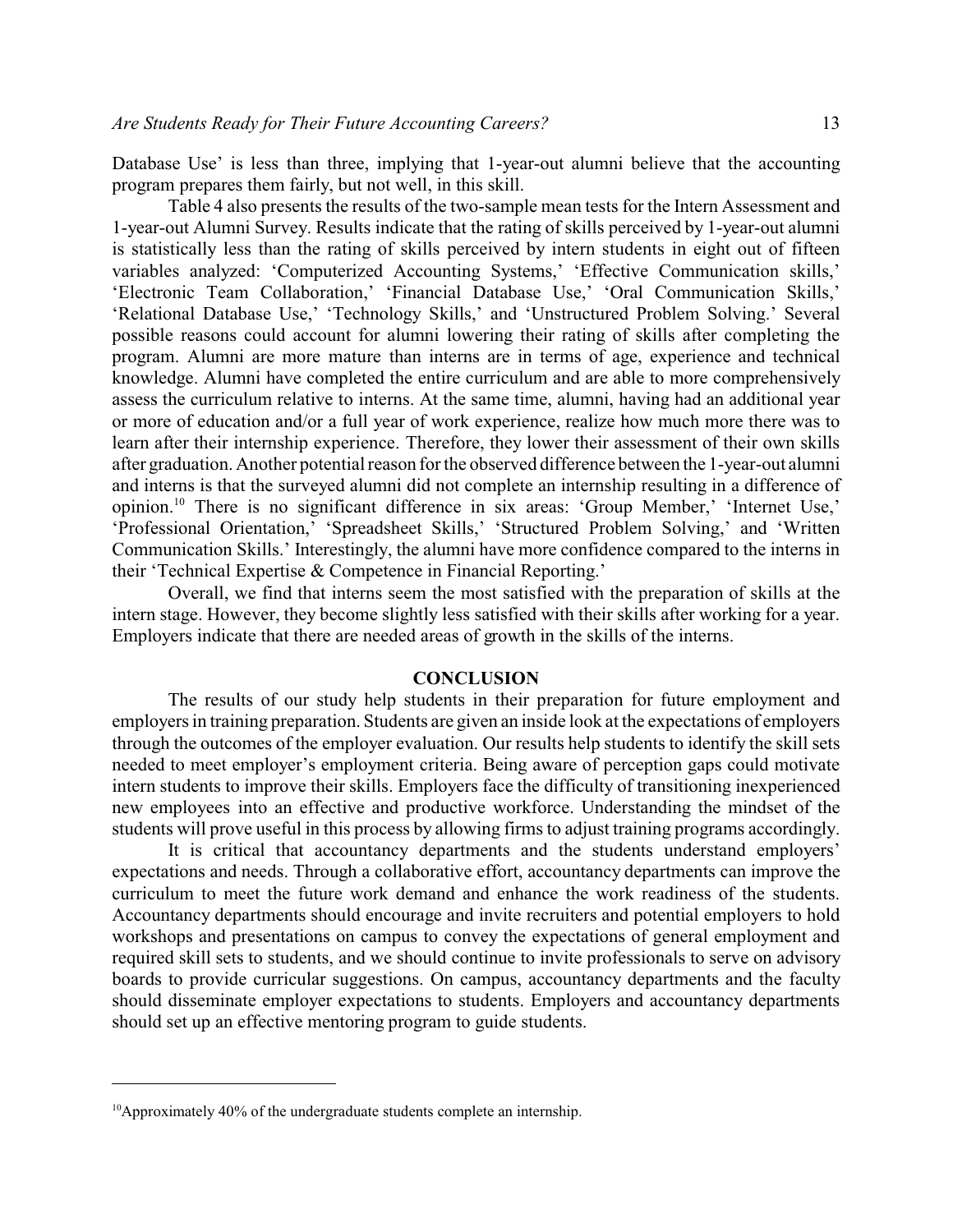Database Use' is less than three, implying that 1-year-out alumni believe that the accounting program prepares them fairly, but not well, in this skill.

Table 4 also presents the results of the two-sample mean tests for the Intern Assessment and 1-year-out Alumni Survey. Results indicate that the rating of skills perceived by 1-year-out alumni is statistically less than the rating of skills perceived by intern students in eight out of fifteen variables analyzed: 'Computerized Accounting Systems,' 'Effective Communication skills,' 'Electronic Team Collaboration,' 'Financial Database Use,' 'Oral Communication Skills,' 'Relational Database Use,' 'Technology Skills,' and 'Unstructured Problem Solving.' Several possible reasons could account for alumni lowering their rating of skills after completing the program. Alumni are more mature than interns are in terms of age, experience and technical knowledge. Alumni have completed the entire curriculum and are able to more comprehensively assess the curriculum relative to interns. At the same time, alumni, having had an additional year or more of education and/or a full year of work experience, realize how much more there was to learn after their internship experience. Therefore, they lower their assessment of their own skills after graduation. Another potential reason for the observed difference between the 1-year-out alumni and interns is that the surveyed alumni did not complete an internship resulting in a difference of opinion.[10] There is no significant difference in six areas: 'Group Member,' 'Internet Use,' 'Professional Orientation,' 'Spreadsheet Skills,' 'Structured Problem Solving,' and 'Written Communication Skills.' Interestingly, the alumni have more confidence compared to the interns in their 'Technical Expertise & Competence in Financial Reporting.'

Overall, we find that interns seem the most satisfied with the preparation of skills at the intern stage. However, they become slightly less satisfied with their skills after working for a year. Employers indicate that there are needed areas of growth in the skills of the interns.

## CONCLUSION

The results of our study help students in their preparation for future employment and employers in training preparation. Students are given an inside look at the expectations of employers through the outcomes of the employer evaluation. Our results help students to identify the skill sets needed to meet employer's employment criteria. Being aware of perception gaps could motivate intern students to improve their skills. Employers face the difficulty of transitioning inexperienced new employees into an effective and productive workforce. Understanding the mindset of the students will prove useful in this process by allowing firms to adjust training programs accordingly.

It is critical that accountancy departments and the students understand employers' expectations and needs. Through a collaborative effort, accountancy departments can improve the curriculum to meet the future work demand and enhance the work readiness of the students. Accountancy departments should encourage and invite recruiters and potential employers to hold workshops and presentations on campus to convey the expectations of general employment and required skill sets to students, and we should continue to invite professionals to serve on advisory boards to provide curricular suggestions. On campus, accountancy departments and the faculty should disseminate employer expectations to students. Employers and accountancy departments should set up an effective mentoring program to guide students.

---

[10] Approximately 40% of the undergraduate students complete an internship.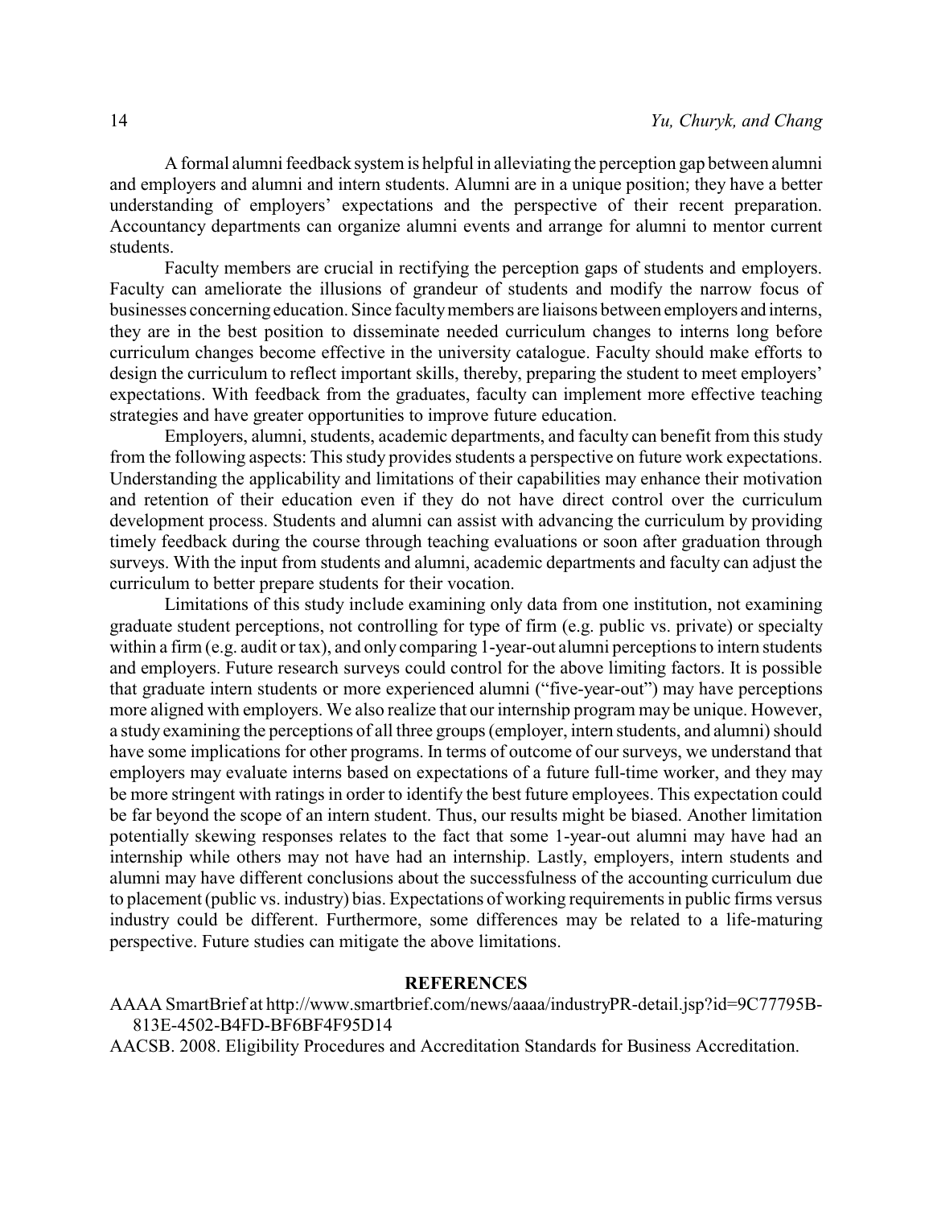A formal alumni feedback system is helpful in alleviating the perception gap between alumni and employers and alumni and intern students. Alumni are in a unique position; they have a better understanding of employers' expectations and the perspective of their recent preparation. Accountancy departments can organize alumni events and arrange for alumni to mentor current students.

Faculty members are crucial in rectifying the perception gaps of students and employers. Faculty can ameliorate the illusions of grandeur of students and modify the narrow focus of businesses concerning education. Since faculty members are liaisons between employers and interns, they are in the best position to disseminate needed curriculum changes to interns long before curriculum changes become effective in the university catalogue. Faculty should make efforts to design the curriculum to reflect important skills, thereby, preparing the student to meet employers' expectations. With feedback from the graduates, faculty can implement more effective teaching strategies and have greater opportunities to improve future education.

Employers, alumni, students, academic departments, and faculty can benefit from this study from the following aspects: This study provides students a perspective on future work expectations. Understanding the applicability and limitations of their capabilities may enhance their motivation and retention of their education even if they do not have direct control over the curriculum development process. Students and alumni can assist with advancing the curriculum by providing timely feedback during the course through teaching evaluations or soon after graduation through surveys. With the input from students and alumni, academic departments and faculty can adjust the curriculum to better prepare students for their vocation.

Limitations of this study include examining only data from one institution, not examining graduate student perceptions, not controlling for type of firm (e.g. public vs. private) or specialty within a firm (e.g. audit or tax), and only comparing 1-year-out alumni perceptions to intern students and employers. Future research surveys could control for the above limiting factors. It is possible that graduate intern students or more experienced alumni ("five-year-out") may have perceptions more aligned with employers. We also realize that our internship program may be unique. However, a study examining the perceptions of all three groups (employer, intern students, and alumni) should have some implications for other programs. In terms of outcome of our surveys, we understand that employers may evaluate interns based on expectations of a future full-time worker, and they may be more stringent with ratings in order to identify the best future employees. This expectation could be far beyond the scope of an intern student. Thus, our results might be biased. Another limitation potentially skewing responses relates to the fact that some 1-year-out alumni may have had an internship while others may not have had an internship. Lastly, employers, intern students and alumni may have different conclusions about the successfulness of the accounting curriculum due to placement (public vs. industry) bias. Expectations of working requirements in public firms versus industry could be different. Furthermore, some differences may be related to a life-maturing perspective. Future studies can mitigate the above limitations.

## REFERENCES

AAAA SmartBrief at http://www.smartbrief.com/news/aaaa/industryPR-detail.jsp?id=9C77795B-813E-4502-B4FD-BF6BF4F95D14

AACSB. 2008. Eligibility Procedures and Accreditation Standards for Business Accreditation.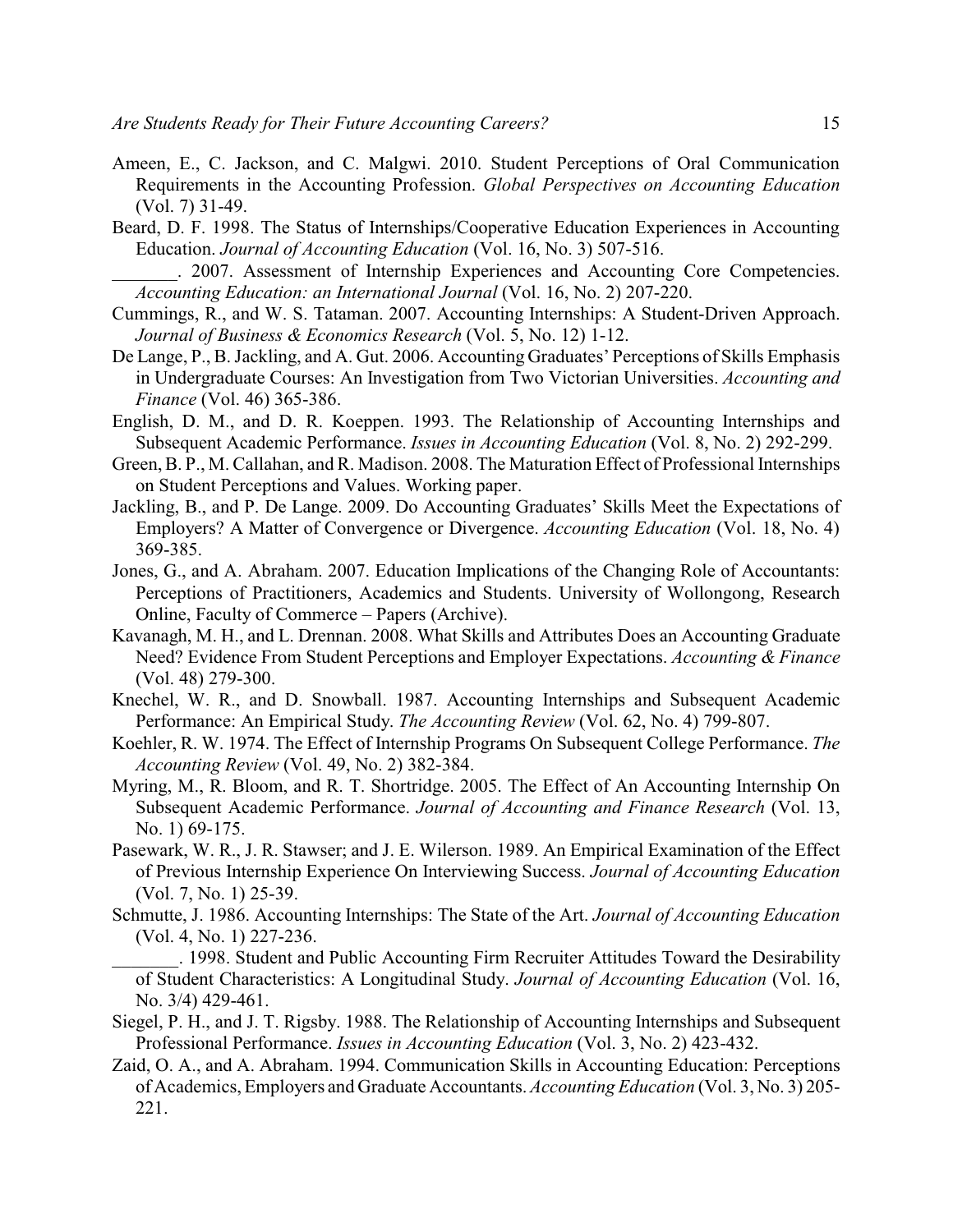Ameen, E., C. Jackson, and C. Malgwi. 2010. Student Perceptions of Oral Communication Requirements in the Accounting Profession. *Global Perspectives on Accounting Education* (Vol. 7) 31-49.

Beard, D. F. 1998. The Status of Internships/Cooperative Education Experiences in Accounting Education. *Journal of Accounting Education* (Vol. 16, No. 3) 507-516.

_______. 2007. Assessment of Internship Experiences and Accounting Core Competencies. *Accounting Education: an International Journal* (Vol. 16, No. 2) 207-220.

Cummings, R., and W. S. Tataman. 2007. Accounting Internships: A Student-Driven Approach. *Journal of Business & Economics Research* (Vol. 5, No. 12) 1-12.

De Lange, P., B. Jackling, and A. Gut. 2006. Accounting Graduates' Perceptions of Skills Emphasis in Undergraduate Courses: An Investigation from Two Victorian Universities. *Accounting and Finance* (Vol. 46) 365-386.

English, D. M., and D. R. Koeppen. 1993. The Relationship of Accounting Internships and Subsequent Academic Performance. *Issues in Accounting Education* (Vol. 8, No. 2) 292-299.

Green, B. P., M. Callahan, and R. Madison. 2008. The Maturation Effect of Professional Internships on Student Perceptions and Values. Working paper.

Jackling, B., and P. De Lange. 2009. Do Accounting Graduates' Skills Meet the Expectations of Employers? A Matter of Convergence or Divergence. *Accounting Education* (Vol. 18, No. 4) 369-385.

Jones, G., and A. Abraham. 2007. Education Implications of the Changing Role of Accountants: Perceptions of Practitioners, Academics and Students. University of Wollongong, Research Online, Faculty of Commerce – Papers (Archive).

Kavanagh, M. H., and L. Drennan. 2008. What Skills and Attributes Does an Accounting Graduate Need? Evidence From Student Perceptions and Employer Expectations. *Accounting & Finance* (Vol. 48) 279-300.

Knechel, W. R., and D. Snowball. 1987. Accounting Internships and Subsequent Academic Performance: An Empirical Study. *The Accounting Review* (Vol. 62, No. 4) 799-807.

Koehler, R. W. 1974. The Effect of Internship Programs On Subsequent College Performance. *The Accounting Review* (Vol. 49, No. 2) 382-384.

Myring, M., R. Bloom, and R. T. Shortridge. 2005. The Effect of An Accounting Internship On Subsequent Academic Performance. *Journal of Accounting and Finance Research* (Vol. 13, No. 1) 69-175.

Pasewark, W. R., J. R. Stawser; and J. E. Wilerson. 1989. An Empirical Examination of the Effect of Previous Internship Experience On Interviewing Success. *Journal of Accounting Education* (Vol. 7, No. 1) 25-39.

Schmutte, J. 1986. Accounting Internships: The State of the Art. *Journal of Accounting Education* (Vol. 4, No. 1) 227-236.

_______. 1998. Student and Public Accounting Firm Recruiter Attitudes Toward the Desirability of Student Characteristics: A Longitudinal Study. *Journal of Accounting Education* (Vol. 16, No. 3/4) 429-461.

Siegel, P. H., and J. T. Rigsby. 1988. The Relationship of Accounting Internships and Subsequent Professional Performance. *Issues in Accounting Education* (Vol. 3, No. 2) 423-432.

Zaid, O. A., and A. Abraham. 1994. Communication Skills in Accounting Education: Perceptions of Academics, Employers and Graduate Accountants. *Accounting Education* (Vol. 3, No. 3) 205-221.